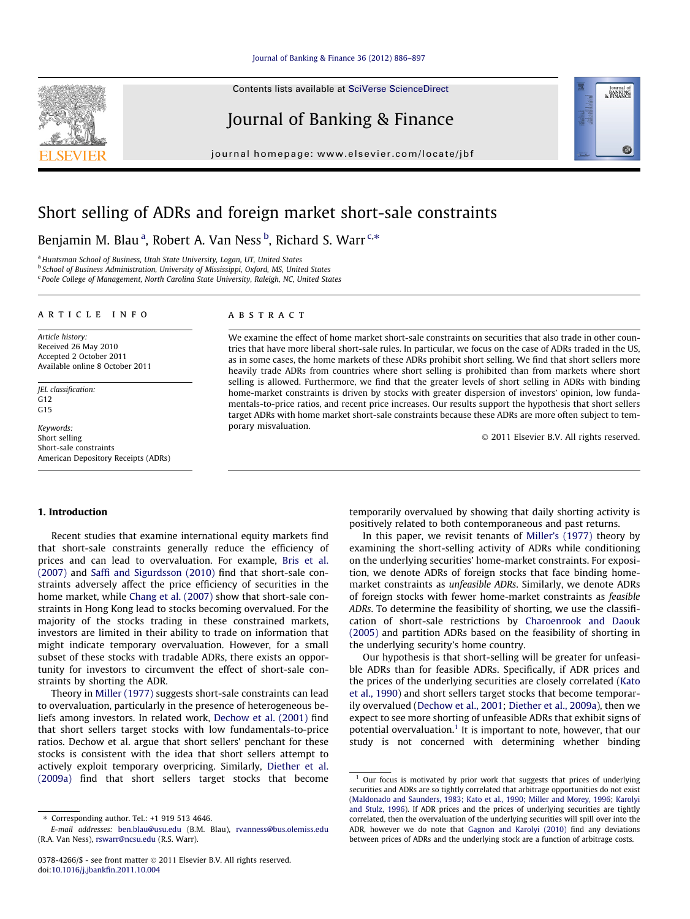# Short selling of ADRs and foreign market short-sale constraints

Benjamin M. Blau [a], Robert A. Van Ness [b], Richard S. Warr [c,*]

[a] Huntsman School of Business, Utah State University, Logan, UT, United States
[b] School of Business Administration, University of Mississippi, Oxford, MS, United States
[c] Poole College of Management, North Carolina State University, Raleigh, NC, United States

## ARTICLE INFO

*Article history:*
Received 26 May 2010
Accepted 2 October 2011
Available online 8 October 2011

*JEL classification:*
G12
G15

*Keywords:*
Short selling
Short-sale constraints
American Depository Receipts (ADRs)

## ABSTRACT

We examine the effect of home market short-sale constraints on securities that also trade in other countries that have more liberal short-sale rules. In particular, we focus on the case of ADRs traded in the US, as in some cases, the home markets of these ADRs prohibit short selling. We find that short sellers more heavily trade ADRs from countries where short selling is prohibited than from markets where short selling is allowed. Furthermore, we find that the greater levels of short selling in ADRs with binding home-market constraints is driven by stocks with greater dispersion of investors' opinion, low fundamentals-to-price ratios, and recent price increases. Our results support the hypothesis that short sellers target ADRs with home market short-sale constraints because these ADRs are more often subject to temporary misvaluation.

© 2011 Elsevier B.V. All rights reserved.

## 1. Introduction

Recent studies that examine international equity markets find that short-sale constraints generally reduce the efficiency of prices and can lead to overvaluation. For example, Bris et al. (2007) and Saffi and Sigurdsson (2010) find that short-sale constraints adversely affect the price efficiency of securities in the home market, while Chang et al. (2007) show that short-sale constraints in Hong Kong lead to stocks becoming overvalued. For the majority of the stocks trading in these constrained markets, investors are limited in their ability to trade on information that might indicate temporary overvaluation. However, for a small subset of these stocks with tradable ADRs, there exists an opportunity for investors to circumvent the effect of short-sale constraints by shorting the ADR.

Theory in Miller (1977) suggests short-sale constraints can lead to overvaluation, particularly in the presence of heterogeneous beliefs among investors. In related work, Dechow et al. (2001) find that short sellers target stocks with low fundamentals-to-price ratios. Dechow et al. argue that short sellers' penchant for these stocks is consistent with the idea that short sellers attempt to actively exploit temporary overpricing. Similarly, Diether et al. (2009a) find that short sellers target stocks that become temporarily overvalued by showing that daily shorting activity is positively related to both contemporaneous and past returns.

In this paper, we revisit tenants of Miller's (1977) theory by examining the short-selling activity of ADRs while conditioning on the underlying securities' home-market constraints. For exposition, we denote ADRs of foreign stocks that face binding home-market constraints as *unfeasible ADRs*. Similarly, we denote ADRs of foreign stocks with fewer home-market constraints as *feasible ADRs*. To determine the feasibility of shorting, we use the classification of short-sale restrictions by Charoenrook and Daouk (2005) and partition ADRs based on the feasibility of shorting in the underlying security's home country.

Our hypothesis is that short-selling will be greater for unfeasible ADRs than for feasible ADRs. Specifically, if ADR prices and the prices of the underlying securities are closely correlated (Kato et al., 1990) and short sellers target stocks that become temporarily overvalued (Dechow et al., 2001; Diether et al., 2009a), then we expect to see more shorting of unfeasible ADRs that exhibit signs of potential overvaluation.[1] It is important to note, however, that our study is not concerned with determining whether binding

[1] Our focus is motivated by prior work that suggests that prices of underlying securities and ADRs are so tightly correlated that arbitrage opportunities do not exist (Maldonado and Saunders, 1983; Kato et al., 1990; Miller and Morey, 1996; Karolyi and Stulz, 1996). If ADR prices and the prices of underlying securities are tightly correlated, then the overvaluation of the underlying securities will spill over into the ADR, however we do note that Gagnon and Karolyi (2010) find any deviations between prices of ADRs and the underlying stock are a function of arbitrage costs.

* Corresponding author. Tel.: +1 919 513 4646.
*E-mail addresses:* ben.blau@usu.edu (B.M. Blau), rvanness@bus.olemiss.edu (R.A. Van Ness), rswarr@ncsu.edu (R.S. Warr).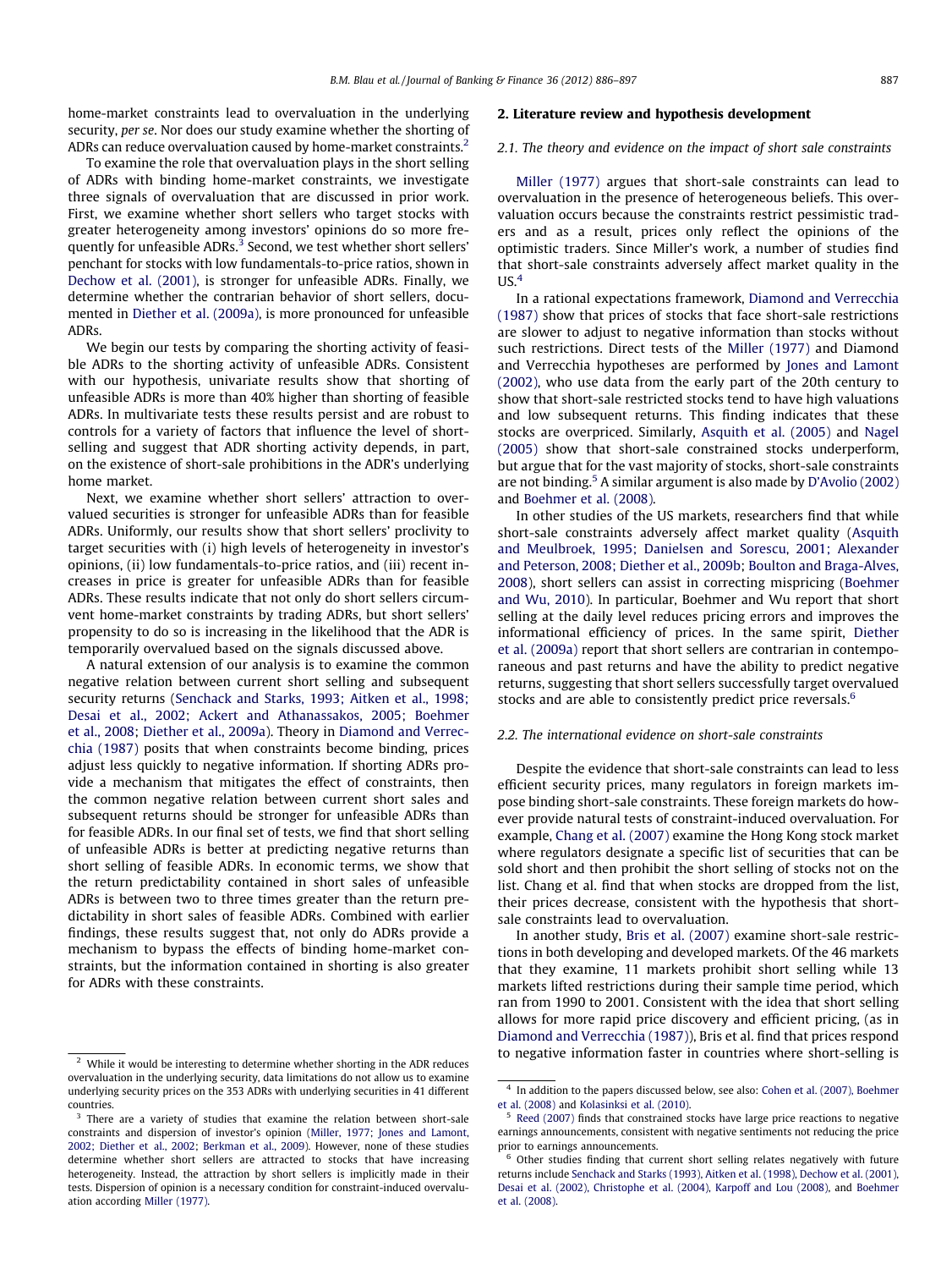home-market constraints lead to overvaluation in the underlying security, *per se*. Nor does our study examine whether the shorting of ADRs can reduce overvaluation caused by home-market constraints.[2]

To examine the role that overvaluation plays in the short selling of ADRs with binding home-market constraints, we investigate three signals of overvaluation that are discussed in prior work. First, we examine whether short sellers who target stocks with greater heterogeneity among investors' opinions do so more frequently for unfeasible ADRs.[3] Second, we test whether short sellers' penchant for stocks with low fundamentals-to-price ratios, shown in Dechow et al. (2001), is stronger for unfeasible ADRs. Finally, we determine whether the contrarian behavior of short sellers, documented in Diether et al. (2009a), is more pronounced for unfeasible ADRs.

We begin our tests by comparing the shorting activity of feasible ADRs to the shorting activity of unfeasible ADRs. Consistent with our hypothesis, univariate results show that shorting of unfeasible ADRs is more than 40% higher than shorting of feasible ADRs. In multivariate tests these results persist and are robust to controls for a variety of factors that influence the level of short-selling and suggest that ADR shorting activity depends, in part, on the existence of short-sale prohibitions in the ADR's underlying home market.

Next, we examine whether short sellers' attraction to overvalued securities is stronger for unfeasible ADRs than for feasible ADRs. Uniformly, our results show that short sellers' proclivity to target securities with (i) high levels of heterogeneity in investor's opinions, (ii) low fundamentals-to-price ratios, and (iii) recent increases in price is greater for unfeasible ADRs than for feasible ADRs. These results indicate that not only do short sellers circumvent home-market constraints by trading ADRs, but short sellers' propensity to do so is increasing in the likelihood that the ADR is temporarily overvalued based on the signals discussed above.

A natural extension of our analysis is to examine the common negative relation between current short selling and subsequent security returns (Senchack and Starks, 1993; Aitken et al., 1998; Desai et al., 2002; Ackert and Athanassakos, 2005; Boehmer et al., 2008; Diether et al., 2009a). Theory in Diamond and Verrecchia (1987) posits that when constraints become binding, prices adjust less quickly to negative information. If shorting ADRs provide a mechanism that mitigates the effect of constraints, then the common negative relation between current short sales and subsequent returns should be stronger for unfeasible ADRs than for feasible ADRs. In our final set of tests, we find that short selling of unfeasible ADRs is better at predicting negative returns than short selling of feasible ADRs. In economic terms, we show that the return predictability contained in short sales of unfeasible ADRs is between two to three times greater than the return predictability in short sales of feasible ADRs. Combined with earlier findings, these results suggest that, not only do ADRs provide a mechanism to bypass the effects of binding home-market constraints, but the information contained in shorting is also greater for ADRs with these constraints.

## 2. Literature review and hypothesis development

### 2.1. The theory and evidence on the impact of short sale constraints

Miller (1977) argues that short-sale constraints can lead to overvaluation in the presence of heterogeneous beliefs. This overvaluation occurs because the constraints restrict pessimistic traders and as a result, prices only reflect the opinions of the optimistic traders. Since Miller's work, a number of studies find that short-sale constraints adversely affect market quality in the US.[4]

In a rational expectations framework, Diamond and Verrecchia (1987) show that prices of stocks that face short-sale restrictions are slower to adjust to negative information than stocks without such restrictions. Direct tests of the Miller (1977) and Diamond and Verrecchia hypotheses are performed by Jones and Lamont (2002), who use data from the early part of the 20th century to show that short-sale restricted stocks tend to have high valuations and low subsequent returns. This finding indicates that these stocks are overpriced. Similarly, Asquith et al. (2005) and Nagel (2005) show that short-sale constrained stocks underperform, but argue that for the vast majority of stocks, short-sale constraints are not binding.[5] A similar argument is also made by D'Avolio (2002) and Boehmer et al. (2008).

In other studies of the US markets, researchers find that while short-sale constraints adversely affect market quality (Asquith and Meulbroek, 1995; Danielsen and Sorescu, 2001; Alexander and Peterson, 2008; Diether et al., 2009b; Boulton and Braga-Alves, 2008), short sellers can assist in correcting mispricing (Boehmer and Wu, 2010). In particular, Boehmer and Wu report that short selling at the daily level reduces pricing errors and improves the informational efficiency of prices. In the same spirit, Diether et al. (2009a) report that short sellers are contrarian in contemporaneous and past returns and have the ability to predict negative returns, suggesting that short sellers successfully target overvalued stocks and are able to consistently predict price reversals.[6]

### 2.2. The international evidence on short-sale constraints

Despite the evidence that short-sale constraints can lead to less efficient security prices, many regulators in foreign markets impose binding short-sale constraints. These foreign markets do however provide natural tests of constraint-induced overvaluation. For example, Chang et al. (2007) examine the Hong Kong stock market where regulators designate a specific list of securities that can be sold short and then prohibit the short selling of stocks not on the list. Chang et al. find that when stocks are dropped from the list, their prices decrease, consistent with the hypothesis that short-sale constraints lead to overvaluation.

In another study, Bris et al. (2007) examine short-sale restrictions in both developing and developed markets. Of the 46 markets that they examine, 11 markets prohibit short selling while 13 markets lifted restrictions during their sample time period, which ran from 1990 to 2001. Consistent with the idea that short selling allows for more rapid price discovery and efficient pricing, (as in Diamond and Verrecchia (1987)), Bris et al. find that prices respond to negative information faster in countries where short-selling is

---

[2] While it would be interesting to determine whether shorting in the ADR reduces overvaluation in the underlying security, data limitations do not allow us to examine underlying security prices on the 353 ADRs with underlying securities in 41 different countries.

[3] There are a variety of studies that examine the relation between short-sale constraints and dispersion of investor's opinion (Miller, 1977; Jones and Lamont, 2002; Diether et al., 2002; Berkman et al., 2009). However, none of these studies determine whether short sellers are attracted to stocks that have increasing heterogeneity. Instead, the attraction by short sellers is implicitly made in their tests. Dispersion of opinion is a necessary condition for constraint-induced overvaluation according Miller (1977).

[4] In addition to the papers discussed below, see also: Cohen et al. (2007), Boehmer et al. (2008) and Kolasinski et al. (2010).

[5] Reed (2007) finds that constrained stocks have large price reactions to negative earnings announcements, consistent with negative sentiments not reducing the price prior to earnings announcements.

[6] Other studies finding that current short selling relates negatively with future returns include Senchack and Starks (1993), Aitken et al. (1998), Dechow et al. (2001), Desai et al. (2002), Christophe et al. (2004), Karpoff and Lou (2008), and Boehmer et al. (2008).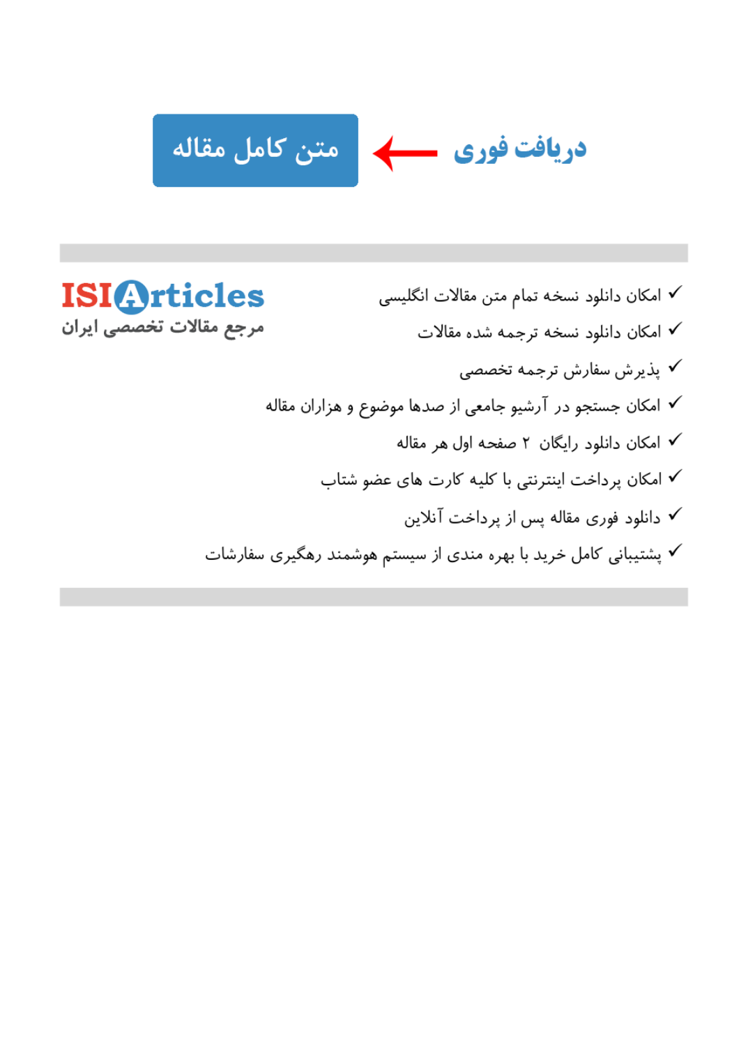دریافت فوری ← **متن کامل مقاله**

**ISIArticles**

مرجع مقالات تخصصی ایران

- ✓ امکان دانلود نسخه تمام متن مقالات انگلیسی
- ✓ امکان دانلود نسخه ترجمه شده مقالات
- ✓ پذیرش سفارش ترجمه تخصصی
- ✓ امکان جستجو در آرشیو جامعی از صدها موضوع و هزاران مقاله
- ✓ امکان دانلود رایگان ۲ صفحه اول هر مقاله
- ✓ امکان پرداخت اینترنتی با کلیه کارت های عضو شتاب
- ✓ دانلود فوری مقاله پس از پرداخت آنلاین
- ✓ پشتیبانی کامل خرید با بهره مندی از سیستم هوشمند رهگیری سفارشات